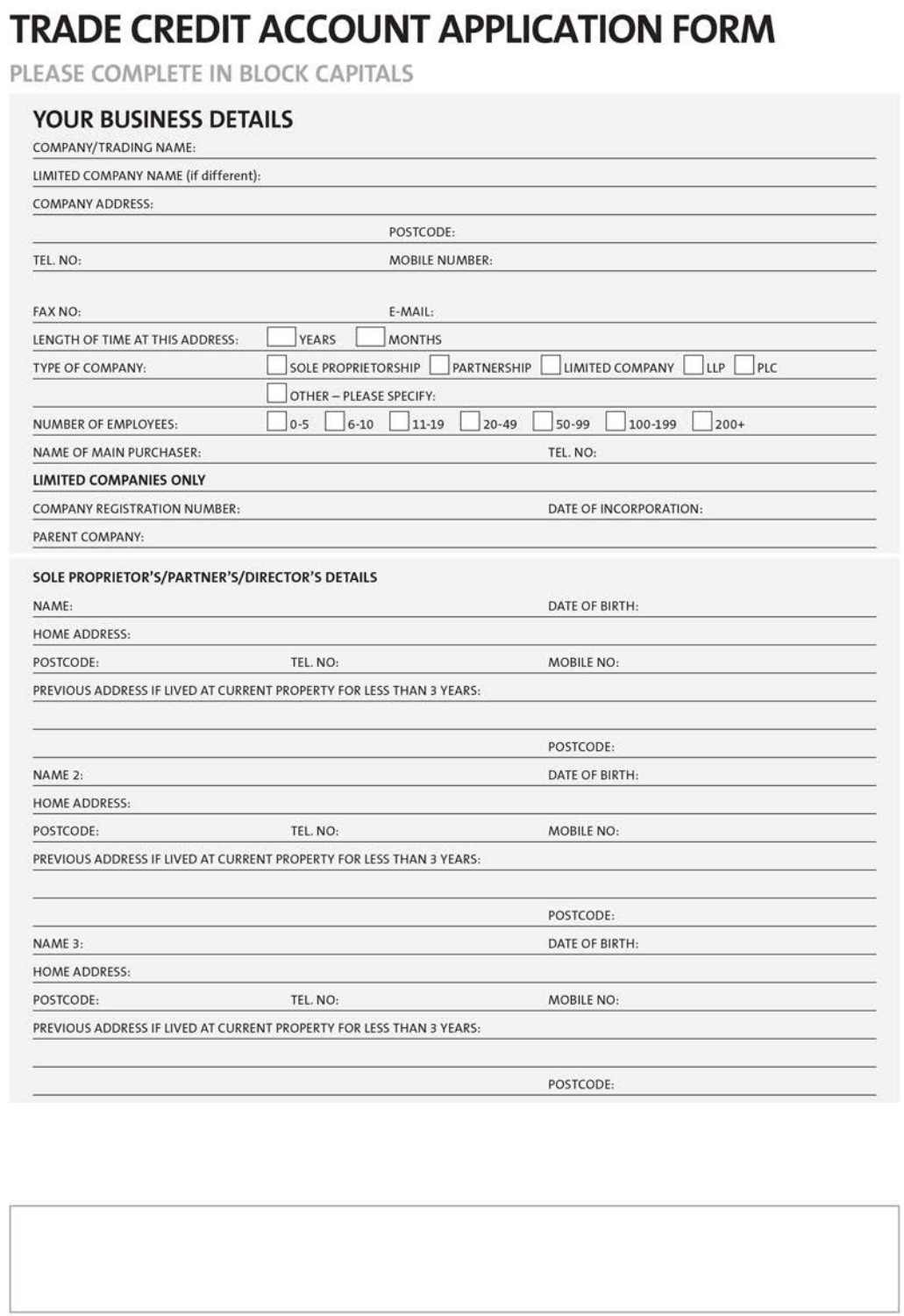# TRADE CREDIT ACCOUNT APPLICATION FORM

PLEASE COMPLETE IN BLOCK CAPITALS

## YOUR BUSINESS DETAILS

COMPANY/TRADING NAME:

LIMITED COMPANY NAME (if different):

COMPANY ADDRESS:

POSTCODE:

TEL. NO: MOBILE NUMBER:

FAX NO: E-MAIL:

LENGTH OF TIME AT THIS ADDRESS: ☐ YEARS ☐ MONTHS

TYPE OF COMPANY: ☐ SOLE PROPRIETORSHIP ☐ PARTNERSHIP ☐ LIMITED COMPANY ☐ LLP ☐ PLC

☐ OTHER – PLEASE SPECIFY:

NUMBER OF EMPLOYEES: ☐ 0-5 ☐ 6-10 ☐ 11-19 ☐ 20-49 ☐ 50-99 ☐ 100-199 ☐ 200+

NAME OF MAIN PURCHASER: TEL. NO:

**LIMITED COMPANIES ONLY**

COMPANY REGISTRATION NUMBER: DATE OF INCORPORATION:

PARENT COMPANY:

### SOLE PROPRIETOR'S/PARTNER'S/DIRECTOR'S DETAILS

NAME: DATE OF BIRTH:

HOME ADDRESS:

POSTCODE: TEL. NO: MOBILE NO:

PREVIOUS ADDRESS IF LIVED AT CURRENT PROPERTY FOR LESS THAN 3 YEARS:

POSTCODE:

NAME 2: DATE OF BIRTH:

HOME ADDRESS:

POSTCODE: TEL. NO: MOBILE NO:

PREVIOUS ADDRESS IF LIVED AT CURRENT PROPERTY FOR LESS THAN 3 YEARS:

POSTCODE:

NAME 3: DATE OF BIRTH:

HOME ADDRESS:

POSTCODE: TEL. NO: MOBILE NO:

PREVIOUS ADDRESS IF LIVED AT CURRENT PROPERTY FOR LESS THAN 3 YEARS:

POSTCODE: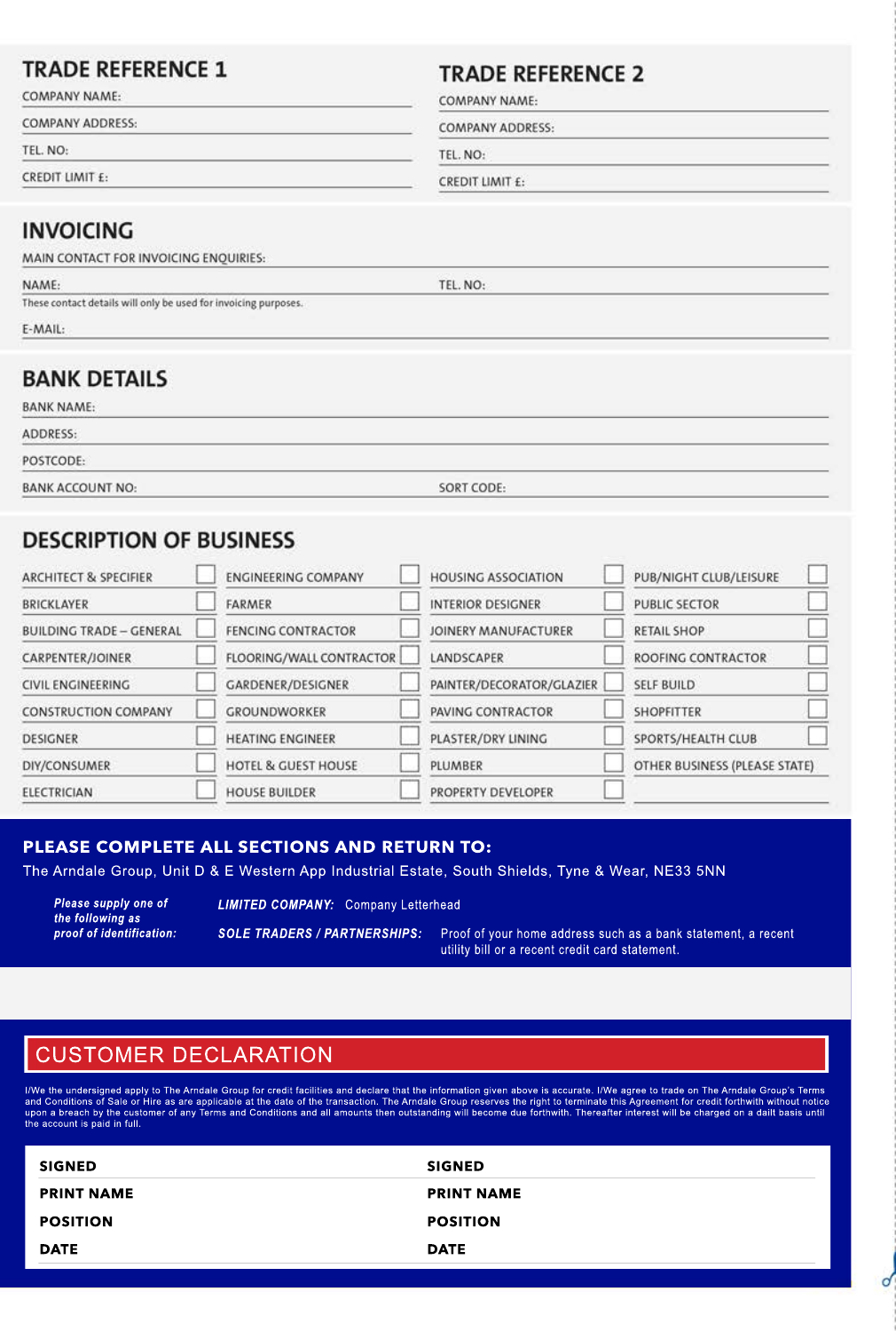## TRADE REFERENCE 1

COMPANY NAME:

COMPANY ADDRESS:

TEL. NO:

CREDIT LIMIT £:

## TRADE REFERENCE 2

COMPANY NAME:

COMPANY ADDRESS:

TEL. NO:

CREDIT LIMIT £:

## INVOICING

MAIN CONTACT FOR INVOICING ENQUIRIES:

NAME:

TEL. NO:

These contact details will only be used for invoicing purposes.

E-MAIL:

## BANK DETAILS

BANK NAME:

ADDRESS:

POSTCODE:

BANK ACCOUNT NO:

SORT CODE:

## DESCRIPTION OF BUSINESS

| | | | |
|---|---|---|---|
| ARCHITECT & SPECIFIER ☐ | ENGINEERING COMPANY ☐ | HOUSING ASSOCIATION ☐ | PUB/NIGHT CLUB/LEISURE ☐ |
| BRICKLAYER ☐ | FARMER ☐ | INTERIOR DESIGNER ☐ | PUBLIC SECTOR ☐ |
| BUILDING TRADE – GENERAL ☐ | FENCING CONTRACTOR ☐ | JOINERY MANUFACTURER ☐ | RETAIL SHOP ☐ |
| CARPENTER/JOINER ☐ | FLOORING/WALL CONTRACTOR ☐ | LANDSCAPER ☐ | ROOFING CONTRACTOR ☐ |
| CIVIL ENGINEERING ☐ | GARDENER/DESIGNER ☐ | PAINTER/DECORATOR/GLAZIER ☐ | SELF BUILD ☐ |
| CONSTRUCTION COMPANY ☐ | GROUNDWORKER ☐ | PAVING CONTRACTOR ☐ | SHOPFITTER ☐ |
| DESIGNER ☐ | HEATING ENGINEER ☐ | PLASTER/DRY LINING ☐ | SPORTS/HEALTH CLUB ☐ |
| DIY/CONSUMER ☐ | HOTEL & GUEST HOUSE ☐ | PLUMBER ☐ | OTHER BUSINESS (PLEASE STATE) |
| ELECTRICIAN ☐ | HOUSE BUILDER ☐ | PROPERTY DEVELOPER ☐ | |

**PLEASE COMPLETE ALL SECTIONS AND RETURN TO:**

The Arndale Group, Unit D & E Western App Industrial Estate, South Shields, Tyne & Wear, NE33 5NN

***Please supply one of the following as proof of identification:***

***LIMITED COMPANY:*** Company Letterhead

***SOLE TRADERS / PARTNERSHIPS:*** Proof of your home address such as a bank statement, a recent utility bill or a recent credit card statement.

## CUSTOMER DECLARATION

I/We the undersigned apply to The Arndale Group for credit facilities and declare that the information given above is accurate. I/We agree to trade on The Arndale Group's Terms and Conditions of Sale or Hire as are applicable at the date of the transaction. The Arndale Group reserves the right to terminate this Agreement for credit forthwith without notice upon a breach by the customer of any Terms and Conditions and all amounts then outstanding will become due forthwith. Thereafter interest will be charged on a dailt basis until the account is paid in full.

| | |
|---|---|
| **SIGNED** | **SIGNED** |
| **PRINT NAME** | **PRINT NAME** |
| **POSITION** | **POSITION** |
| **DATE** | **DATE** |